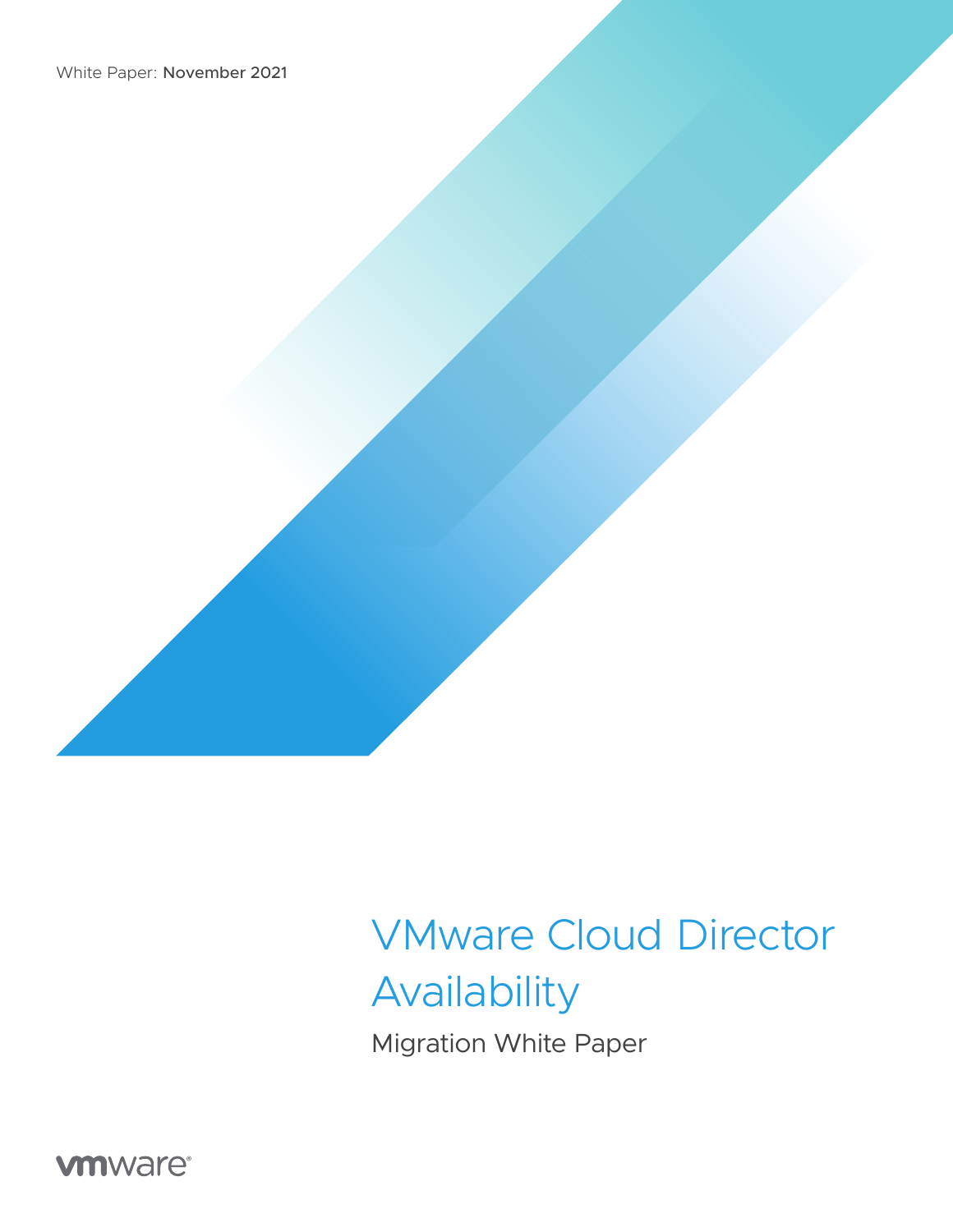White Paper: November 2021

# VMware Cloud Director Availability

## Migration White Paper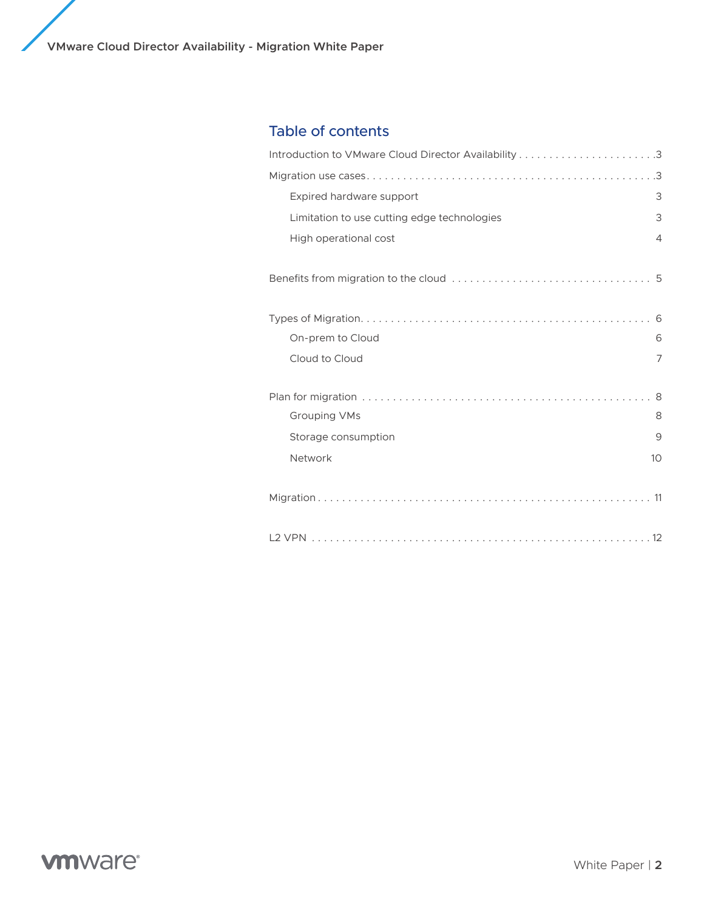## Table of contents

Introduction to VMware Cloud Director Availability . . . . . . . . . . . . . . . . . . . . . . . .3

Migration use cases . . . . . . . . . . . . . . . . . . . . . . . . . . . . . . . . . . . . . . . . . . . . . . . .3

- Expired hardware support 3
- Limitation to use cutting edge technologies 3
- High operational cost 4

Benefits from migration to the cloud . . . . . . . . . . . . . . . . . . . . . . . . . . . . . . . . . 5

Types of Migration. . . . . . . . . . . . . . . . . . . . . . . . . . . . . . . . . . . . . . . . . . . . . . . . 6

- On-prem to Cloud 6
- Cloud to Cloud 7

Plan for migration . . . . . . . . . . . . . . . . . . . . . . . . . . . . . . . . . . . . . . . . . . . . . . . 8

- Grouping VMs 8
- Storage consumption 9
- Network 10

Migration . . . . . . . . . . . . . . . . . . . . . . . . . . . . . . . . . . . . . . . . . . . . . . . . . . . . . . 11

L2 VPN . . . . . . . . . . . . . . . . . . . . . . . . . . . . . . . . . . . . . . . . . . . . . . . . . . . . . . . .12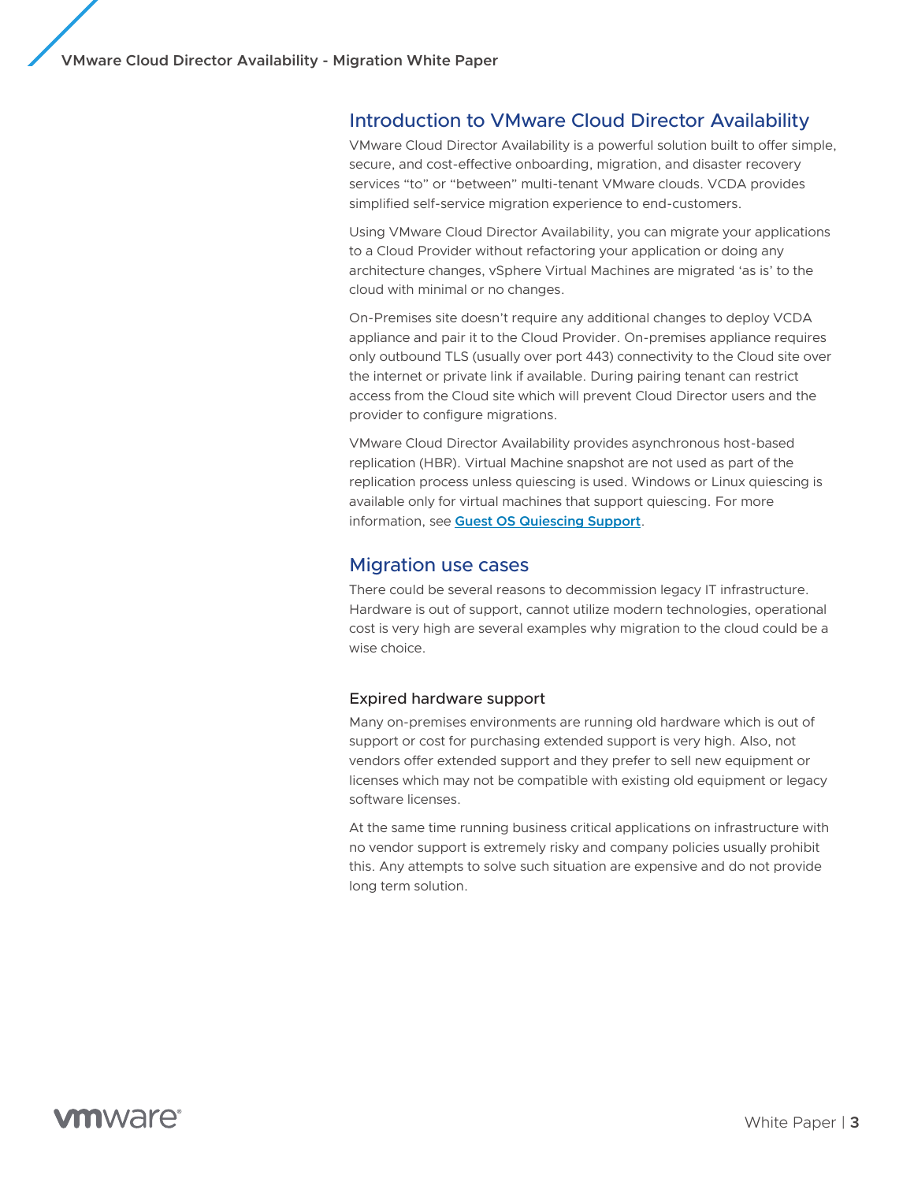## Introduction to VMware Cloud Director Availability

VMware Cloud Director Availability is a powerful solution built to offer simple, secure, and cost-effective onboarding, migration, and disaster recovery services "to" or "between" multi-tenant VMware clouds. VCDA provides simplified self-service migration experience to end-customers.

Using VMware Cloud Director Availability, you can migrate your applications to a Cloud Provider without refactoring your application or doing any architecture changes, vSphere Virtual Machines are migrated 'as is' to the cloud with minimal or no changes.

On-Premises site doesn't require any additional changes to deploy VCDA appliance and pair it to the Cloud Provider. On-premises appliance requires only outbound TLS (usually over port 443) connectivity to the Cloud site over the internet or private link if available. During pairing tenant can restrict access from the Cloud site which will prevent Cloud Director users and the provider to configure migrations.

VMware Cloud Director Availability provides asynchronous host-based replication (HBR). Virtual Machine snapshot are not used as part of the replication process unless quiescing is used. Windows or Linux quiescing is available only for virtual machines that support quiescing. For more information, see **Guest OS Quiescing Support**.

## Migration use cases

There could be several reasons to decommission legacy IT infrastructure. Hardware is out of support, cannot utilize modern technologies, operational cost is very high are several examples why migration to the cloud could be a wise choice.

### Expired hardware support

Many on-premises environments are running old hardware which is out of support or cost for purchasing extended support is very high. Also, not vendors offer extended support and they prefer to sell new equipment or licenses which may not be compatible with existing old equipment or legacy software licenses.

At the same time running business critical applications on infrastructure with no vendor support is extremely risky and company policies usually prohibit this. Any attempts to solve such situation are expensive and do not provide long term solution.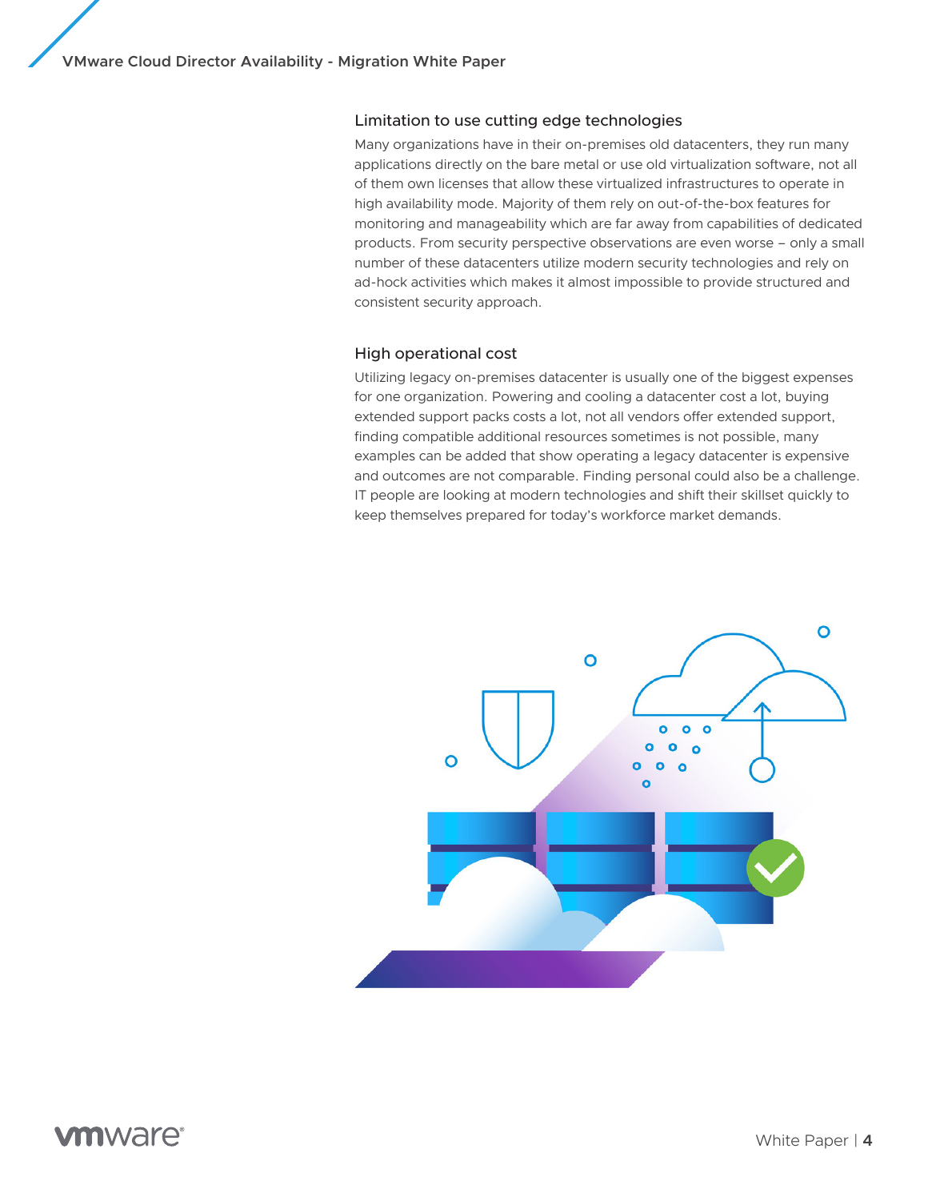### Limitation to use cutting edge technologies

Many organizations have in their on-premises old datacenters, they run many applications directly on the bare metal or use old virtualization software, not all of them own licenses that allow these virtualized infrastructures to operate in high availability mode. Majority of them rely on out-of-the-box features for monitoring and manageability which are far away from capabilities of dedicated products. From security perspective observations are even worse – only a small number of these datacenters utilize modern security technologies and rely on ad-hock activities which makes it almost impossible to provide structured and consistent security approach.

### High operational cost

Utilizing legacy on-premises datacenter is usually one of the biggest expenses for one organization. Powering and cooling a datacenter cost a lot, buying extended support packs costs a lot, not all vendors offer extended support, finding compatible additional resources sometimes is not possible, many examples can be added that show operating a legacy datacenter is expensive and outcomes are not comparable. Finding personal could also be a challenge. IT people are looking at modern technologies and shift their skillset quickly to keep themselves prepared for today's workforce market demands.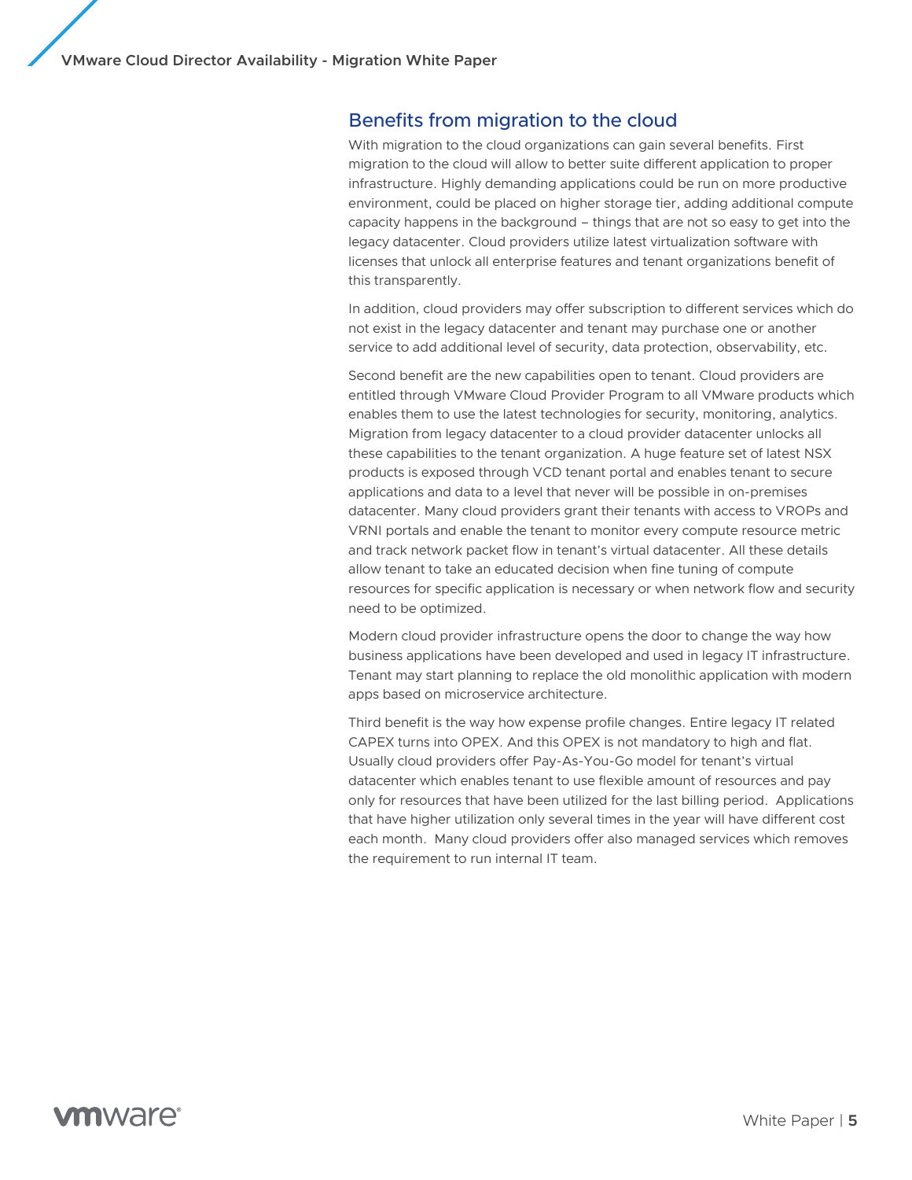## Benefits from migration to the cloud

With migration to the cloud organizations can gain several benefits. First migration to the cloud will allow to better suite different application to proper infrastructure. Highly demanding applications could be run on more productive environment, could be placed on higher storage tier, adding additional compute capacity happens in the background – things that are not so easy to get into the legacy datacenter. Cloud providers utilize latest virtualization software with licenses that unlock all enterprise features and tenant organizations benefit of this transparently.

In addition, cloud providers may offer subscription to different services which do not exist in the legacy datacenter and tenant may purchase one or another service to add additional level of security, data protection, observability, etc.

Second benefit are the new capabilities open to tenant. Cloud providers are entitled through VMware Cloud Provider Program to all VMware products which enables them to use the latest technologies for security, monitoring, analytics. Migration from legacy datacenter to a cloud provider datacenter unlocks all these capabilities to the tenant organization. A huge feature set of latest NSX products is exposed through VCD tenant portal and enables tenant to secure applications and data to a level that never will be possible in on-premises datacenter. Many cloud providers grant their tenants with access to VROPs and VRNI portals and enable the tenant to monitor every compute resource metric and track network packet flow in tenant's virtual datacenter. All these details allow tenant to take an educated decision when fine tuning of compute resources for specific application is necessary or when network flow and security need to be optimized.

Modern cloud provider infrastructure opens the door to change the way how business applications have been developed and used in legacy IT infrastructure. Tenant may start planning to replace the old monolithic application with modern apps based on microservice architecture.

Third benefit is the way how expense profile changes. Entire legacy IT related CAPEX turns into OPEX. And this OPEX is not mandatory to high and flat. Usually cloud providers offer Pay-As-You-Go model for tenant's virtual datacenter which enables tenant to use flexible amount of resources and pay only for resources that have been utilized for the last billing period. Applications that have higher utilization only several times in the year will have different cost each month. Many cloud providers offer also managed services which removes the requirement to run internal IT team.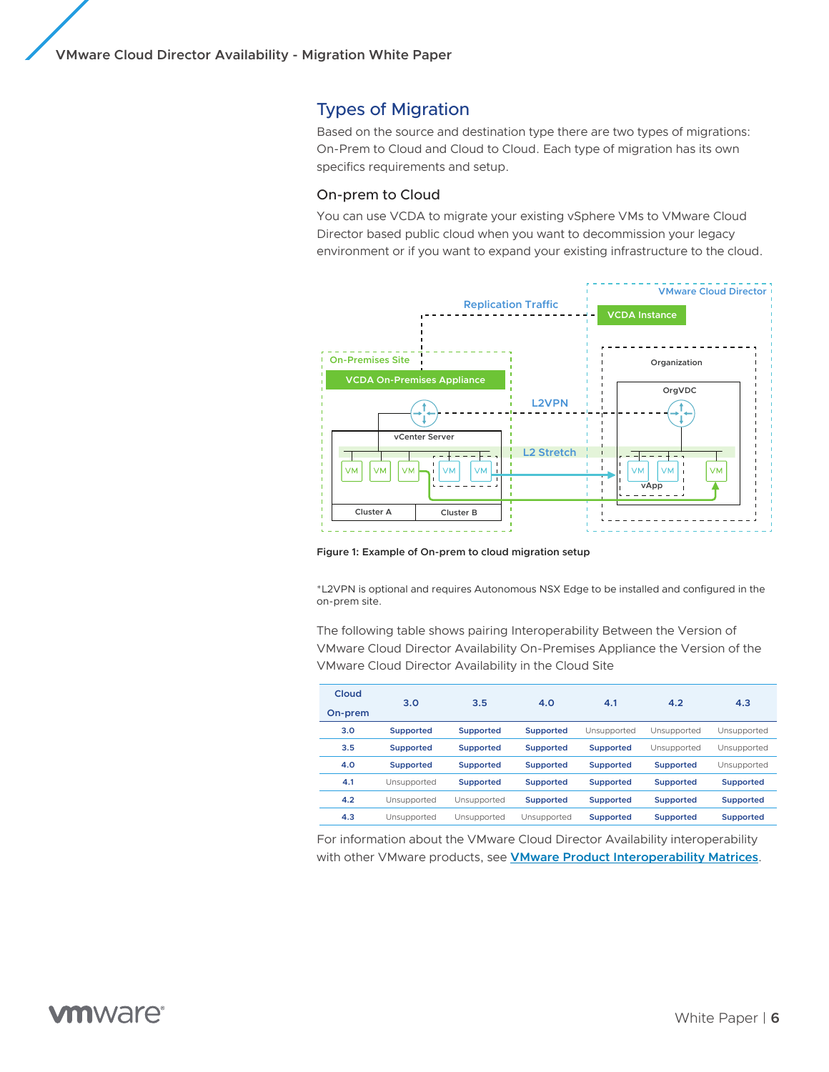## Types of Migration

Based on the source and destination type there are two types of migrations: On-Prem to Cloud and Cloud to Cloud. Each type of migration has its own specifics requirements and setup.

### On-prem to Cloud

You can use VCDA to migrate your existing vSphere VMs to VMware Cloud Director based public cloud when you want to decommission your legacy environment or if you want to expand your existing infrastructure to the cloud.

**Figure 1: Example of On-prem to cloud migration setup**

*L2VPN is optional and requires Autonomous NSX Edge to be installed and configured in the on-prem site.

The following table shows pairing Interoperability Between the Version of VMware Cloud Director Availability On-Premises Appliance the Version of the VMware Cloud Director Availability in the Cloud Site

| Cloud / On-prem | 3.0 | 3.5 | 4.0 | 4.1 | 4.2 | 4.3 |
|---|---|---|---|---|---|---|
| 3.0 | Supported | Supported | Supported | Unsupported | Unsupported | Unsupported |
| 3.5 | Supported | Supported | Supported | Supported | Unsupported | Unsupported |
| 4.0 | Supported | Supported | Supported | Supported | Supported | Unsupported |
| 4.1 | Unsupported | Supported | Supported | Supported | Supported | Supported |
| 4.2 | Unsupported | Unsupported | Supported | Supported | Supported | Supported |
| 4.3 | Unsupported | Unsupported | Unsupported | Supported | Supported | Supported |

For information about the VMware Cloud Director Availability interoperability with other VMware products, see VMware Product Interoperability Matrices.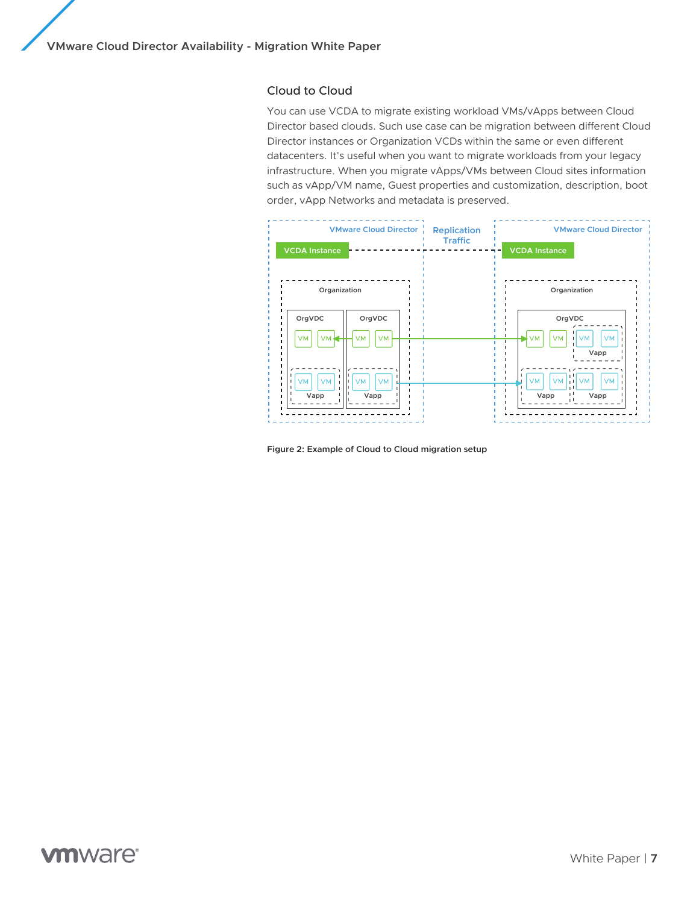### Cloud to Cloud

You can use VCDA to migrate existing workload VMs/vApps between Cloud Director based clouds. Such use case can be migration between different Cloud Director instances or Organization VCDs within the same or even different datacenters. It's useful when you want to migrate workloads from your legacy infrastructure. When you migrate vApps/VMs between Cloud sites information such as vApp/VM name, Guest properties and customization, description, boot order, vApp Networks and metadata is preserved.

**Figure 2: Example of Cloud to Cloud migration setup**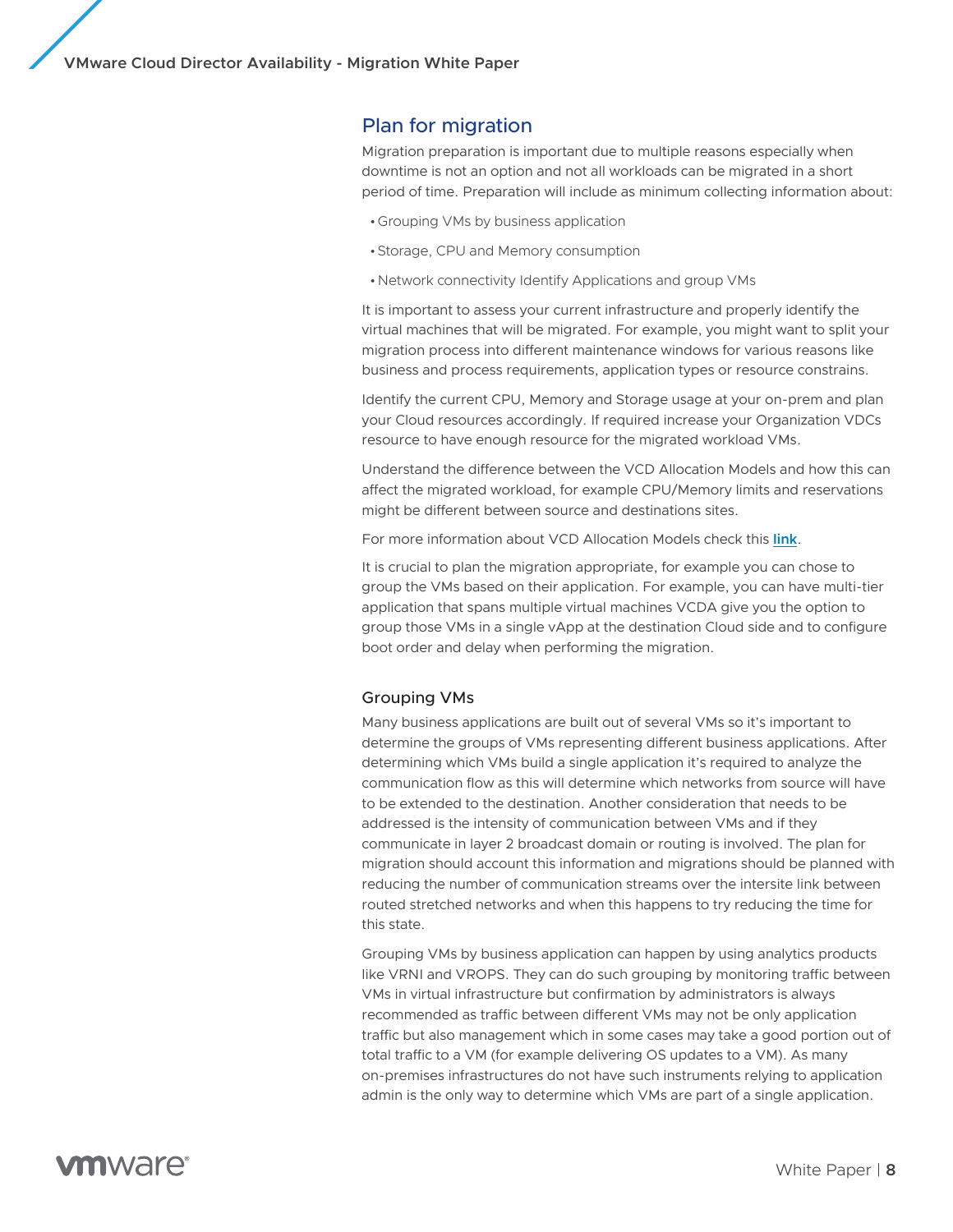## Plan for migration

Migration preparation is important due to multiple reasons especially when downtime is not an option and not all workloads can be migrated in a short period of time. Preparation will include as minimum collecting information about:

- Grouping VMs by business application
- Storage, CPU and Memory consumption
- Network connectivity Identify Applications and group VMs

It is important to assess your current infrastructure and properly identify the virtual machines that will be migrated. For example, you might want to split your migration process into different maintenance windows for various reasons like business and process requirements, application types or resource constrains.

Identify the current CPU, Memory and Storage usage at your on-prem and plan your Cloud resources accordingly. If required increase your Organization VDCs resource to have enough resource for the migrated workload VMs.

Understand the difference between the VCD Allocation Models and how this can affect the migrated workload, for example CPU/Memory limits and reservations might be different between source and destinations sites.

For more information about VCD Allocation Models check this **link**.

It is crucial to plan the migration appropriate, for example you can chose to group the VMs based on their application. For example, you can have multi-tier application that spans multiple virtual machines VCDA give you the option to group those VMs in a single vApp at the destination Cloud side and to configure boot order and delay when performing the migration.

### Grouping VMs

Many business applications are built out of several VMs so it's important to determine the groups of VMs representing different business applications. After determining which VMs build a single application it's required to analyze the communication flow as this will determine which networks from source will have to be extended to the destination. Another consideration that needs to be addressed is the intensity of communication between VMs and if they communicate in layer 2 broadcast domain or routing is involved. The plan for migration should account this information and migrations should be planned with reducing the number of communication streams over the intersite link between routed stretched networks and when this happens to try reducing the time for this state.

Grouping VMs by business application can happen by using analytics products like VRNI and VROPS. They can do such grouping by monitoring traffic between VMs in virtual infrastructure but confirmation by administrators is always recommended as traffic between different VMs may not be only application traffic but also management which in some cases may take a good portion out of total traffic to a VM (for example delivering OS updates to a VM). As many on-premises infrastructures do not have such instruments relying to application admin is the only way to determine which VMs are part of a single application.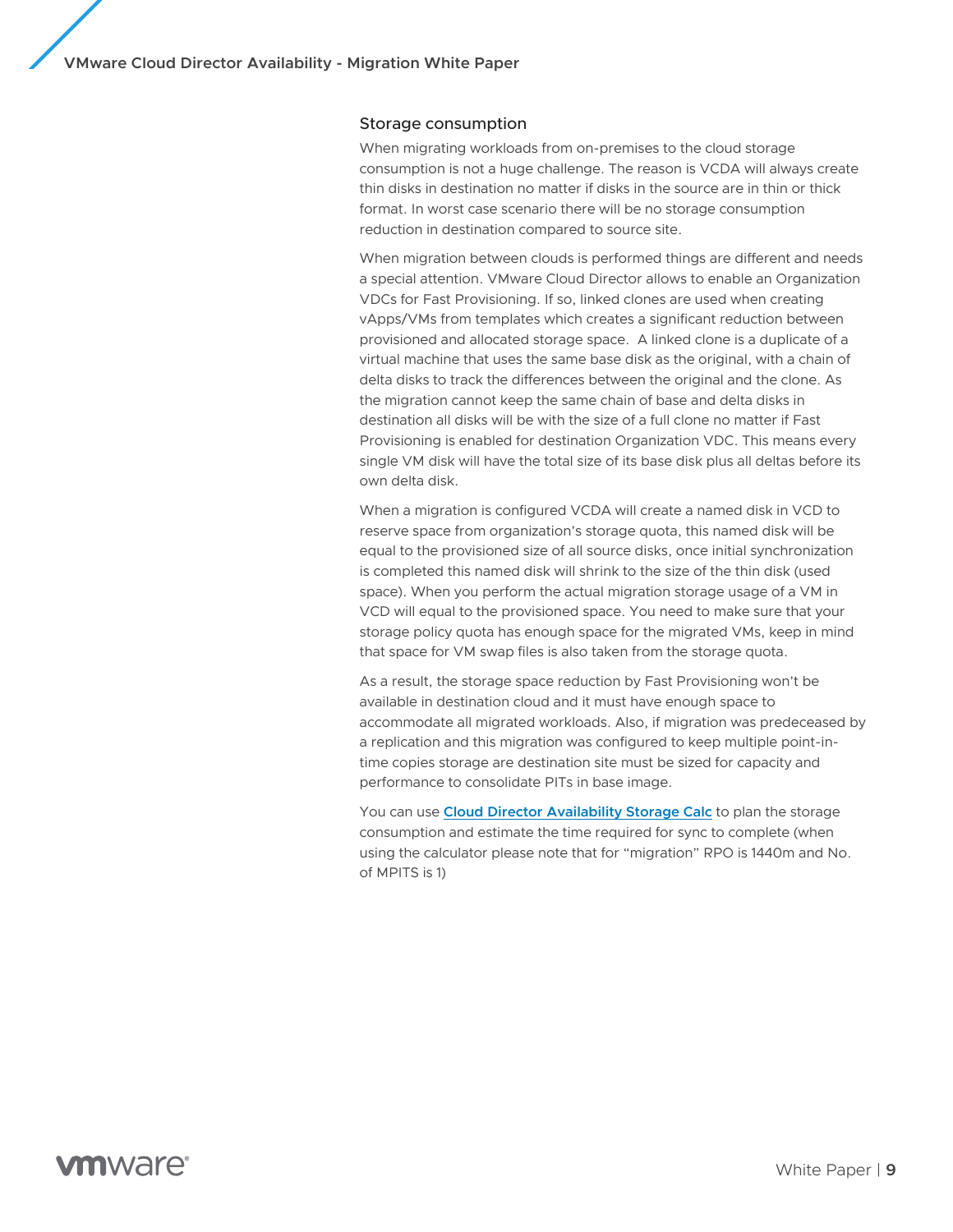### Storage consumption

When migrating workloads from on-premises to the cloud storage consumption is not a huge challenge. The reason is VCDA will always create thin disks in destination no matter if disks in the source are in thin or thick format. In worst case scenario there will be no storage consumption reduction in destination compared to source site.

When migration between clouds is performed things are different and needs a special attention. VMware Cloud Director allows to enable an Organization VDCs for Fast Provisioning. If so, linked clones are used when creating vApps/VMs from templates which creates a significant reduction between provisioned and allocated storage space. A linked clone is a duplicate of a virtual machine that uses the same base disk as the original, with a chain of delta disks to track the differences between the original and the clone. As the migration cannot keep the same chain of base and delta disks in destination all disks will be with the size of a full clone no matter if Fast Provisioning is enabled for destination Organization VDC. This means every single VM disk will have the total size of its base disk plus all deltas before its own delta disk.

When a migration is configured VCDA will create a named disk in VCD to reserve space from organization's storage quota, this named disk will be equal to the provisioned size of all source disks, once initial synchronization is completed this named disk will shrink to the size of the thin disk (used space). When you perform the actual migration storage usage of a VM in VCD will equal to the provisioned space. You need to make sure that your storage policy quota has enough space for the migrated VMs, keep in mind that space for VM swap files is also taken from the storage quota.

As a result, the storage space reduction by Fast Provisioning won't be available in destination cloud and it must have enough space to accommodate all migrated workloads. Also, if migration was predeceased by a replication and this migration was configured to keep multiple point-in-time copies storage are destination site must be sized for capacity and performance to consolidate PITs in base image.

You can use **Cloud Director Availability Storage Calc** to plan the storage consumption and estimate the time required for sync to complete (when using the calculator please note that for "migration" RPO is 1440m and No. of MPITS is 1)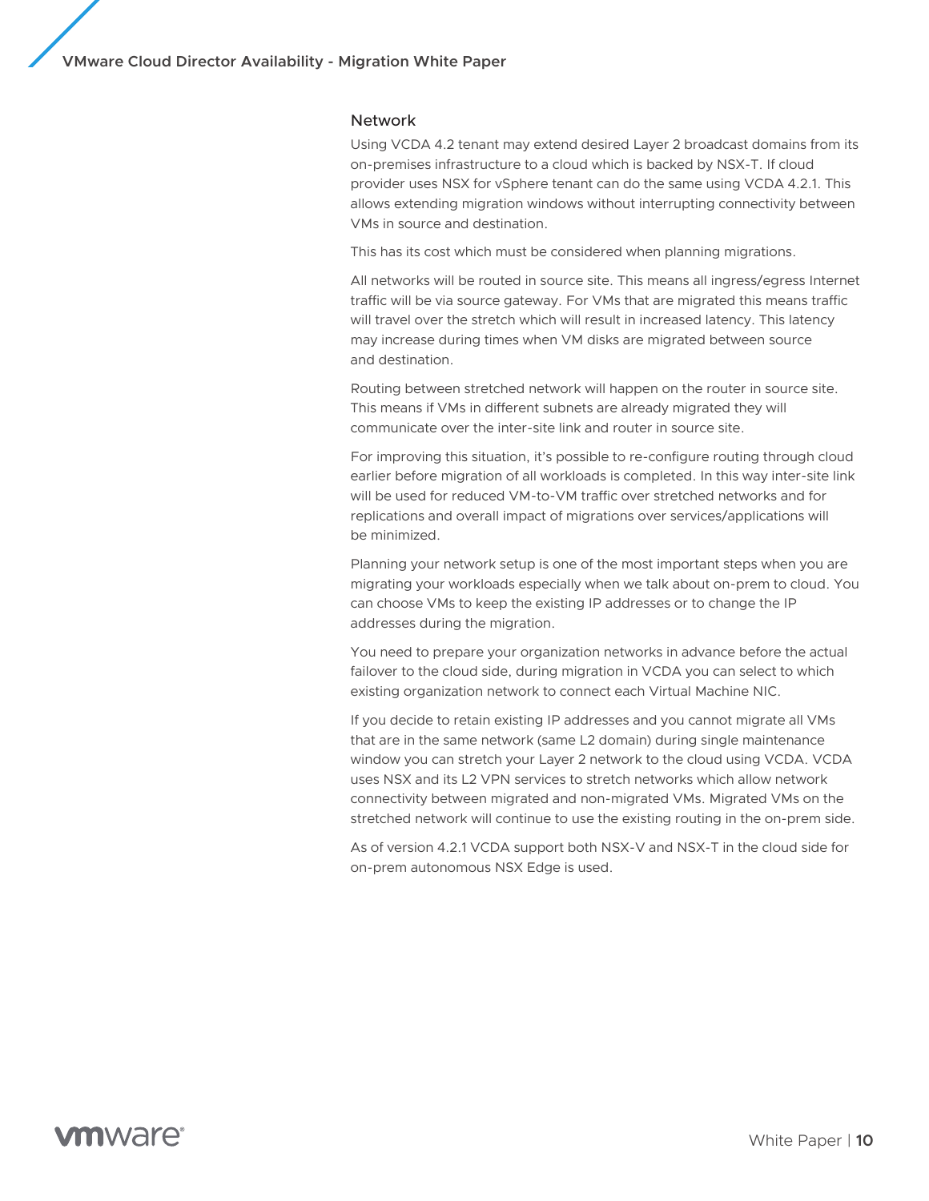## Network

Using VCDA 4.2 tenant may extend desired Layer 2 broadcast domains from its on-premises infrastructure to a cloud which is backed by NSX-T. If cloud provider uses NSX for vSphere tenant can do the same using VCDA 4.2.1. This allows extending migration windows without interrupting connectivity between VMs in source and destination.

This has its cost which must be considered when planning migrations.

All networks will be routed in source site. This means all ingress/egress Internet traffic will be via source gateway. For VMs that are migrated this means traffic will travel over the stretch which will result in increased latency. This latency may increase during times when VM disks are migrated between source and destination.

Routing between stretched network will happen on the router in source site. This means if VMs in different subnets are already migrated they will communicate over the inter-site link and router in source site.

For improving this situation, it's possible to re-configure routing through cloud earlier before migration of all workloads is completed. In this way inter-site link will be used for reduced VM-to-VM traffic over stretched networks and for replications and overall impact of migrations over services/applications will be minimized.

Planning your network setup is one of the most important steps when you are migrating your workloads especially when we talk about on-prem to cloud. You can choose VMs to keep the existing IP addresses or to change the IP addresses during the migration.

You need to prepare your organization networks in advance before the actual failover to the cloud side, during migration in VCDA you can select to which existing organization network to connect each Virtual Machine NIC.

If you decide to retain existing IP addresses and you cannot migrate all VMs that are in the same network (same L2 domain) during single maintenance window you can stretch your Layer 2 network to the cloud using VCDA. VCDA uses NSX and its L2 VPN services to stretch networks which allow network connectivity between migrated and non-migrated VMs. Migrated VMs on the stretched network will continue to use the existing routing in the on-prem side.

As of version 4.2.1 VCDA support both NSX-V and NSX-T in the cloud side for on-prem autonomous NSX Edge is used.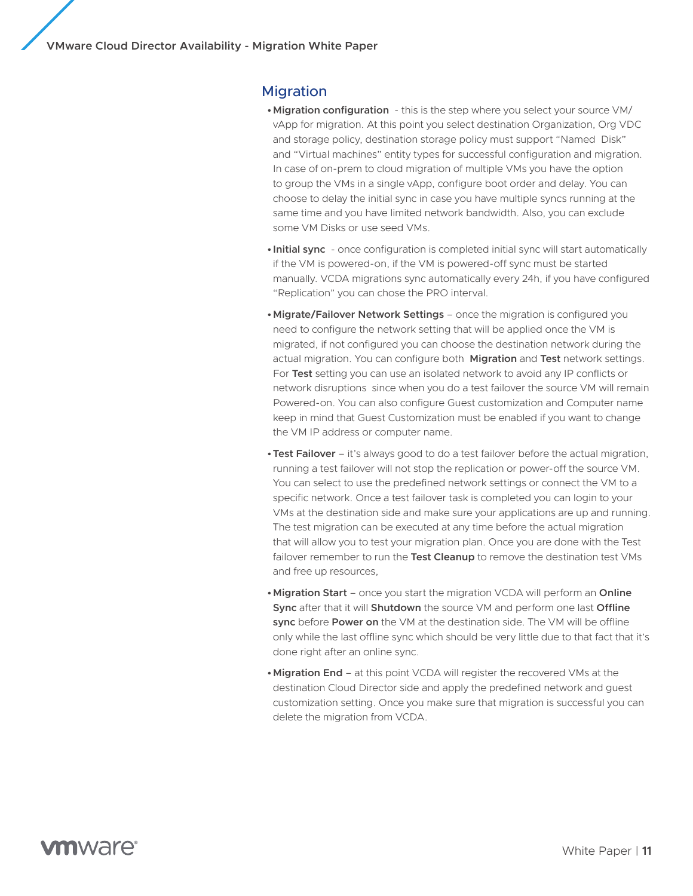## Migration

- **Migration configuration** - this is the step where you select your source VM/ vApp for migration. At this point you select destination Organization, Org VDC and storage policy, destination storage policy must support "Named Disk" and "Virtual machines" entity types for successful configuration and migration. In case of on-prem to cloud migration of multiple VMs you have the option to group the VMs in a single vApp, configure boot order and delay. You can choose to delay the initial sync in case you have multiple syncs running at the same time and you have limited network bandwidth. Also, you can exclude some VM Disks or use seed VMs.
- **Initial sync** - once configuration is completed initial sync will start automatically if the VM is powered-on, if the VM is powered-off sync must be started manually. VCDA migrations sync automatically every 24h, if you have configured "Replication" you can chose the PRO interval.
- **Migrate/Failover Network Settings** – once the migration is configured you need to configure the network setting that will be applied once the VM is migrated, if not configured you can choose the destination network during the actual migration. You can configure both **Migration** and **Test** network settings. For **Test** setting you can use an isolated network to avoid any IP conflicts or network disruptions since when you do a test failover the source VM will remain Powered-on. You can also configure Guest customization and Computer name keep in mind that Guest Customization must be enabled if you want to change the VM IP address or computer name.
- **Test Failover** – it's always good to do a test failover before the actual migration, running a test failover will not stop the replication or power-off the source VM. You can select to use the predefined network settings or connect the VM to a specific network. Once a test failover task is completed you can login to your VMs at the destination side and make sure your applications are up and running. The test migration can be executed at any time before the actual migration that will allow you to test your migration plan. Once you are done with the Test failover remember to run the **Test Cleanup** to remove the destination test VMs and free up resources,
- **Migration Start** – once you start the migration VCDA will perform an **Online Sync** after that it will **Shutdown** the source VM and perform one last **Offline sync** before **Power on** the VM at the destination side. The VM will be offline only while the last offline sync which should be very little due to that fact that it's done right after an online sync.
- **Migration End** – at this point VCDA will register the recovered VMs at the destination Cloud Director side and apply the predefined network and guest customization setting. Once you make sure that migration is successful you can delete the migration from VCDA.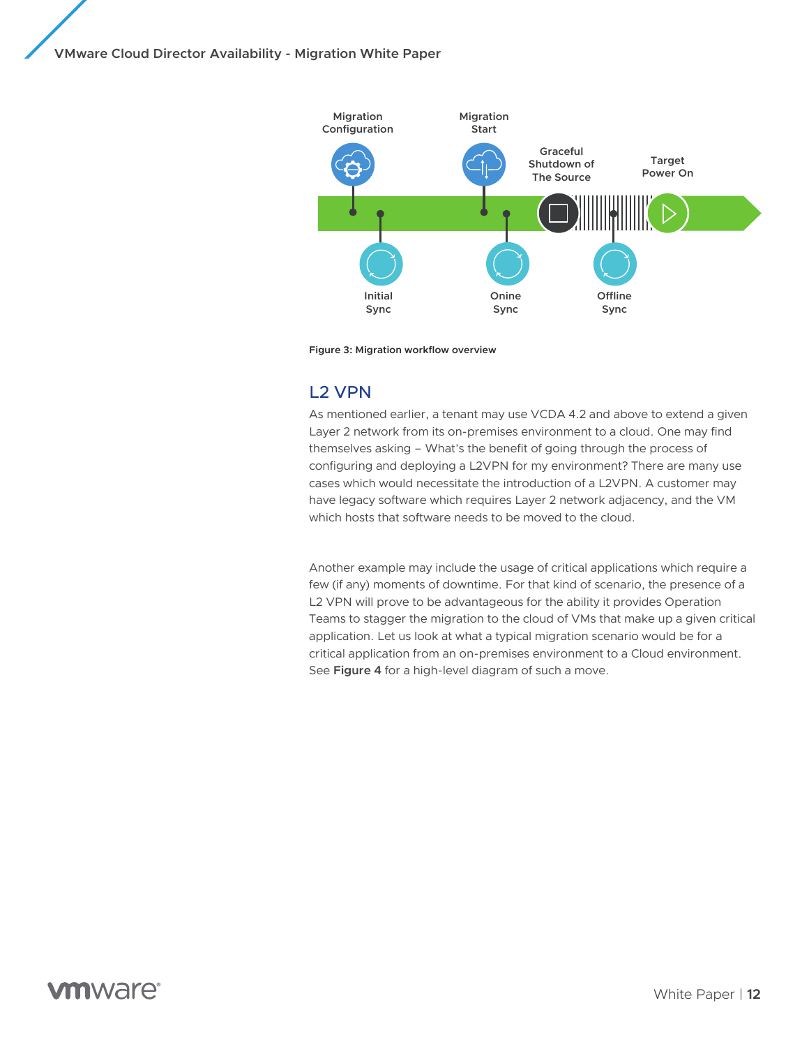Figure 3: Migration workflow overview

## L2 VPN

As mentioned earlier, a tenant may use VCDA 4.2 and above to extend a given Layer 2 network from its on-premises environment to a cloud. One may find themselves asking – What's the benefit of going through the process of configuring and deploying a L2VPN for my environment? There are many use cases which would necessitate the introduction of a L2VPN. A customer may have legacy software which requires Layer 2 network adjacency, and the VM which hosts that software needs to be moved to the cloud.

Another example may include the usage of critical applications which require a few (if any) moments of downtime. For that kind of scenario, the presence of a L2 VPN will prove to be advantageous for the ability it provides Operation Teams to stagger the migration to the cloud of VMs that make up a given critical application. Let us look at what a typical migration scenario would be for a critical application from an on-premises environment to a Cloud environment. See **Figure 4** for a high-level diagram of such a move.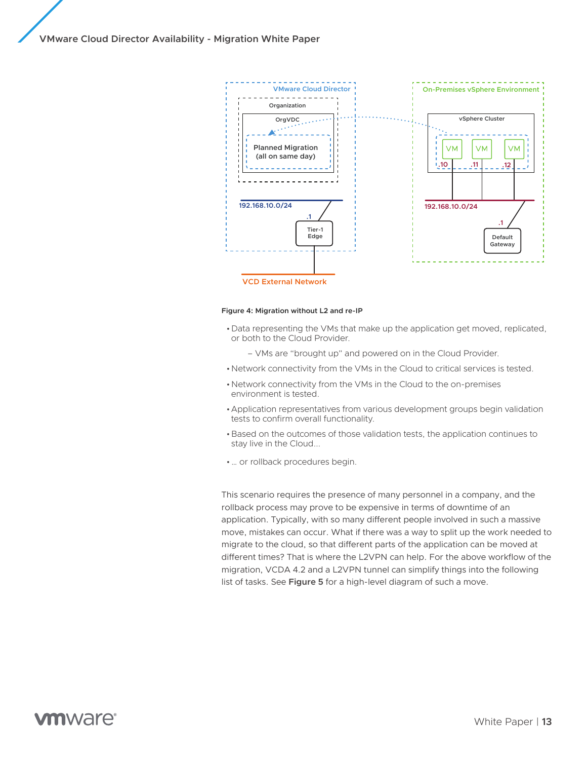Figure 4: Migration without L2 and re-IP

- Data representing the VMs that make up the application get moved, replicated, or both to the Cloud Provider.
  - VMs are "brought up" and powered on in the Cloud Provider.
- Network connectivity from the VMs in the Cloud to critical services is tested.
- Network connectivity from the VMs in the Cloud to the on-premises environment is tested.
- Application representatives from various development groups begin validation tests to confirm overall functionality.
- Based on the outcomes of those validation tests, the application continues to stay live in the Cloud…
- … or rollback procedures begin.

This scenario requires the presence of many personnel in a company, and the rollback process may prove to be expensive in terms of downtime of an application. Typically, with so many different people involved in such a massive move, mistakes can occur. What if there was a way to split up the work needed to migrate to the cloud, so that different parts of the application can be moved at different times? That is where the L2VPN can help. For the above workflow of the migration, VCDA 4.2 and a L2VPN tunnel can simplify things into the following list of tasks. See **Figure 5** for a high-level diagram of such a move.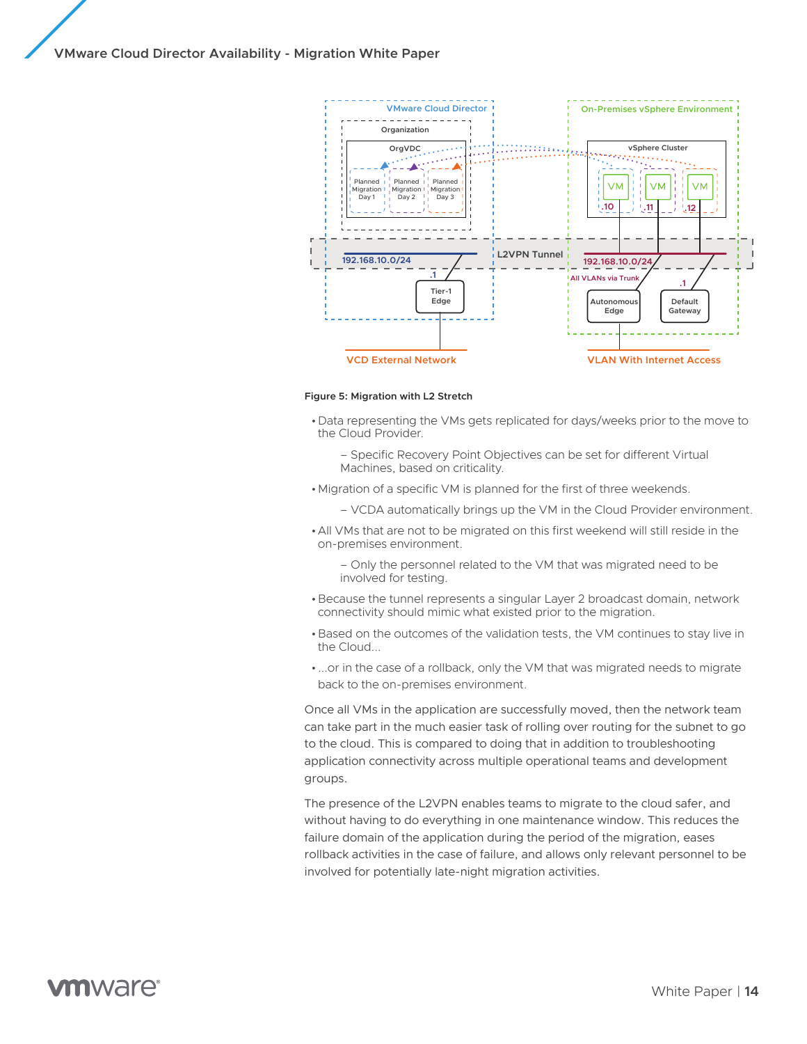Figure 5: Migration with L2 Stretch

- Data representing the VMs gets replicated for days/weeks prior to the move to the Cloud Provider.
  - Specific Recovery Point Objectives can be set for different Virtual Machines, based on criticality.
- Migration of a specific VM is planned for the first of three weekends.
  - VCDA automatically brings up the VM in the Cloud Provider environment.
- All VMs that are not to be migrated on this first weekend will still reside in the on-premises environment.
  - Only the personnel related to the VM that was migrated need to be involved for testing.
- Because the tunnel represents a singular Layer 2 broadcast domain, network connectivity should mimic what existed prior to the migration.
- Based on the outcomes of the validation tests, the VM continues to stay live in the Cloud...
- ...or in the case of a rollback, only the VM that was migrated needs to migrate back to the on-premises environment.

Once all VMs in the application are successfully moved, then the network team can take part in the much easier task of rolling over routing for the subnet to go to the cloud. This is compared to doing that in addition to troubleshooting application connectivity across multiple operational teams and development groups.

The presence of the L2VPN enables teams to migrate to the cloud safer, and without having to do everything in one maintenance window. This reduces the failure domain of the application during the period of the migration, eases rollback activities in the case of failure, and allows only relevant personnel to be involved for potentially late-night migration activities.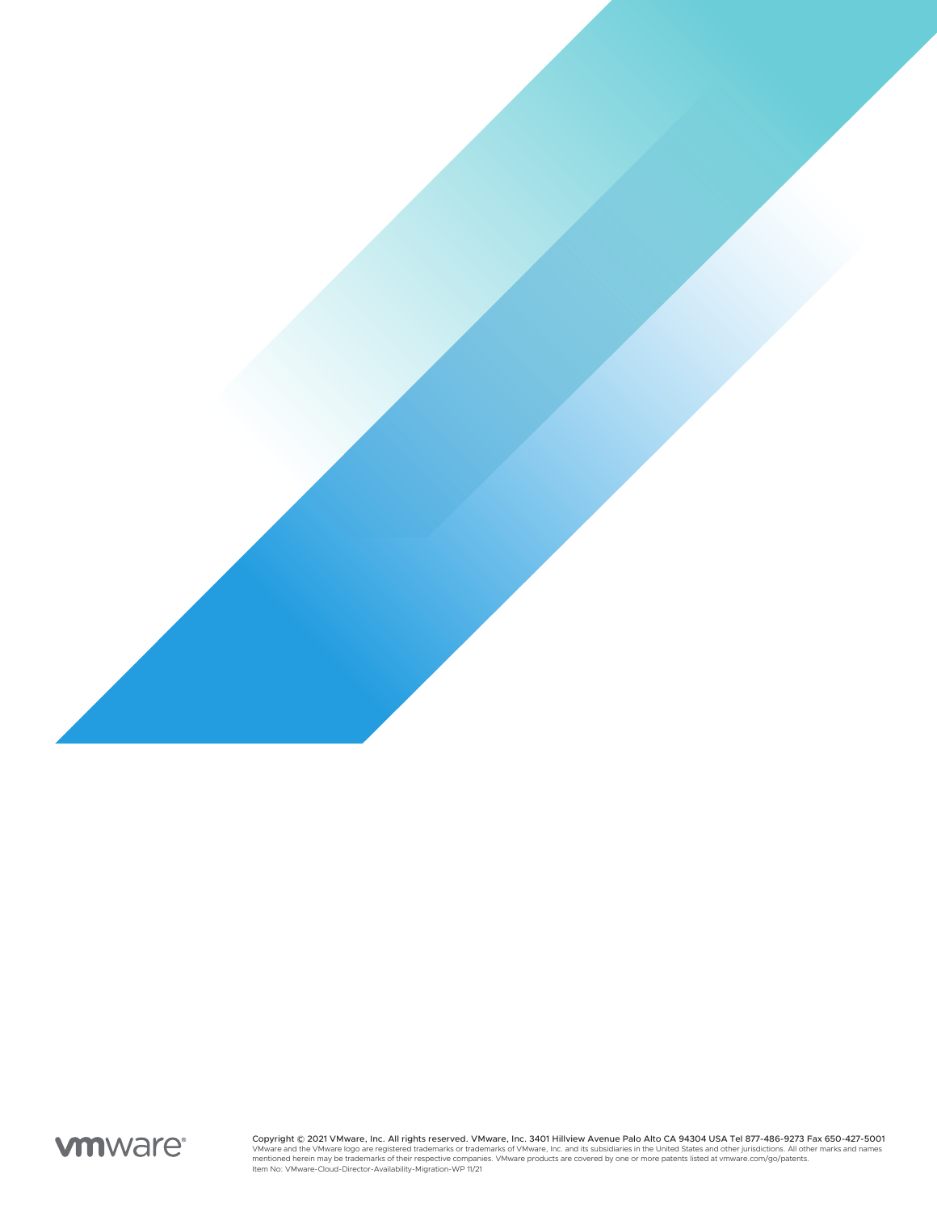vmware®

Copyright © 2021 VMware, Inc. All rights reserved. VMware, Inc. 3401 Hillview Avenue Palo Alto CA 94304 USA Tel 877-486-9273 Fax 650-427-5001
VMware and the VMware logo are registered trademarks or trademarks of VMware, Inc. and its subsidiaries in the United States and other jurisdictions. All other marks and names mentioned herein may be trademarks of their respective companies. VMware products are covered by one or more patents listed at vmware.com/go/patents.
Item No: VMware-Cloud-Director-Availability-Migration-WP 11/21